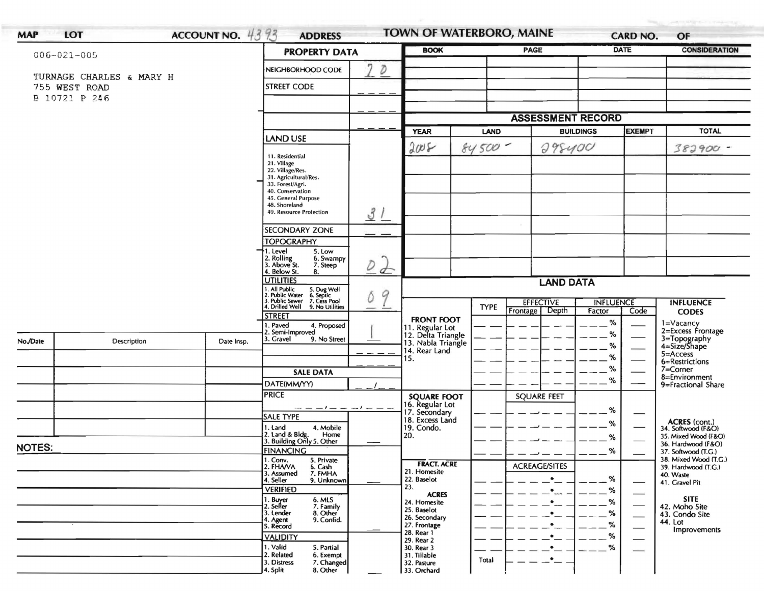# TOWN OF WATERBORO, MAINE

**MAP** **LOT** **ACCOUNT NO.** 4393 **ADDRESS** **CARD NO.** **OF**

006-021-005

TURNAGE CHARLES & MARY H
755 WEST ROAD
B 10721 P 246

## PROPERTY DATA

| Field | Value |
|---|---|
| NEIGHBORHOOD CODE | 20 |
| STREET CODE | |
| LAND USE | 31 |
| SECONDARY ZONE | |
| TOPOGRAPHY | 02 |
| UTILITIES | 09 |
| STREET | 1 |

LAND USE: 11. Residential, 21. Village, 22. Village/Res., 31. Agricultural/Res., 33. Forest/Agri., 40. Conservation, 45. General Purpose, 48. Shoreland, 49. Resource Protection

TOPOGRAPHY: 1. Level, 2. Rolling, 3. Above St., 4. Below St., 5. Low, 6. Swampy, 7. Steep, 8.

UTILITIES: 1. All Public, 2. Public Water, 3. Public Sewer, 4. Drilled Well, 5. Dug Well, 6. Septic, 7. Cess Pool, 9. No Utilities

STREET: 1. Paved, 2. Semi-Improved, 3. Gravel, 4. Proposed, 9. No Street

## SALE DATA

DATE(MM/YY)

PRICE

SALE TYPE: 1. Land, 2. Land & Bldg., 3. Building Only, 4. Mobile Home, 5. Other

FINANCING: 1. Conv., 2. FHA/VA, 3. Assumed, 4. Seller, 5. Private, 6. Cash, 7. FMHA, 9. Unknown

VERIFIED: 1. Buyer, 2. Seller, 3. Lender, 4. Agent, 5. Record, 6. MLS, 7. Family, 8. Other, 9. Confid.

VALIDITY: 1. Valid, 2. Related, 3. Distress, 4. Split, 5. Partial, 6. Exempt, 7. Changed, 8. Other

| BOOK | PAGE | DATE | CONSIDERATION |
|---|---|---|---|
| | | | |

## ASSESSMENT RECORD

| YEAR | LAND | BUILDINGS | EXEMPT | TOTAL |
|---|---|---|---|---|
| 2008 | 84500 - | 298400 | | 382900 - |

## LAND DATA

| | TYPE | EFFECTIVE Frontage | EFFECTIVE Depth | INFLUENCE Factor | INFLUENCE Code |
|---|---|---|---|---|---|
| FRONT FOOT: 11. Regular Lot, 12. Delta Triangle, 13. Nabla Triangle, 14. Rear Land, 15. | | | | % | |
| SQUARE FOOT: 16. Regular Lot, 17. Secondary, 18. Excess Land, 19. Condo., 20. | | SQUARE FEET | | % | |
| FRACT. ACRE: 21. Homesite, 22. Baselot, 23. ACRES: 24. Homesite, 25. Baselot, 26. Secondary, 27. Frontage, 28. Rear 1, 29. Rear 2, 30. Rear 3, 31. Tillable, 32. Pasture, 33. Orchard | Total | ACREAGE/SITES | | % | |

INFLUENCE CODES: 1=Vacancy, 2=Excess Frontage, 3=Topography, 4=Size/Shape, 5=Access, 6=Restrictions, 7=Corner, 8=Environment, 9=Fractional Share

ACRES (cont.): 34. Softwood (F&O), 35. Mixed Wood (F&O), 36. Hardwood (F&O), 37. Softwood (T.G.), 38. Mixed Wood (T.G.), 39. Hardwood (T.G.), 40. Waste, 41. Gravel Pit

SITE: 42. Moho Site, 43. Condo Site, 44. Lot Improvements

| No./Date | Description | Date Insp. |
|---|---|---|
| | | |

NOTES: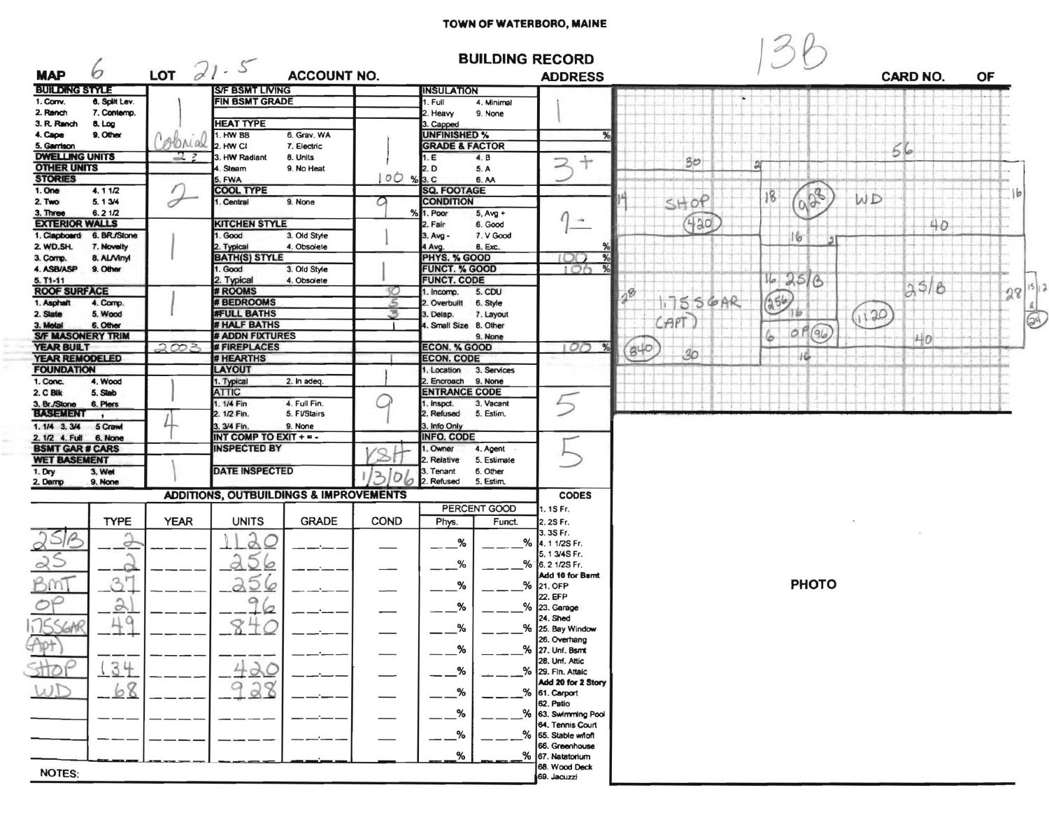**TOWN OF WATERBORO, MAINE**

# BUILDING RECORD

13B

**MAP** 6 **LOT** 21-5 **ACCOUNT NO.** **ADDRESS** **CARD NO.** **OF**

| | | | | | |
|---|---|---|---|---|---|
| **BUILDING STYLE** 1. Conv. 6. Split Lev. 2. Ranch 7. Contemp. 3. R. Ranch 8. Log 4. Cape 9. Other 5. Garrison | Colonial | **S/F BSMT LIVING** | | **INSULATION** 1. Full 4. Minimal 2. Heavy 9. None 3. Capped | 1 |
| **DWELLING UNITS** | 2 ? | **FIN BSMT GRADE** | | **UNFINISHED %** | % |
| **OTHER UNITS** | | **HEAT TYPE** 1. HW BB 6. Grav. WA 2. HW CI 7. Electric 3. HW Radiant 8. Units 4. Steam 9. No Heat 5. FWA | 1 100 % | **GRADE & FACTOR** 1. E 4. B 2. D 5. A 3. C 6. AA | 3+ |
| **STORIES** 1. One 4. 1 1/2 2. Two 5. 1 3/4 3. Three 6. 2 1/2 | 2 | **COOL TYPE** 1. Central 9. None | 9 % | **SQ. FOOTAGE** | |
| **EXTERIOR WALLS** 1. Clapboard 6. BR/Stone 2. WD.SH. 7. Novelty 3. Comp. 8. AL/Vinyl 4. ASB/ASP 9. Other 5. T1-11 | 1 | **KITCHEN STYLE** 1. Good 3. Old Style 2. Typical 4. Obsolete | 1 | **CONDITION** 1. Poor 5. Avg + 2. Fair 6. Good 3. Avg - 7. V Good 4 Avg. 8. Exc. | 7- |
| | | **BATH(S) STYLE** 1. Good 3. Old Style 2. Typical 4. Obsolete | 1 | **PHYS. % GOOD** | 100 % |
| | | | | **FUNCT. % GOOD** | 100 % |
| **ROOF SURFACE** 1. Asphalt 4. Comp. 2. Slate 5. Wood 3. Metal 6. Other | 1 | **# ROOMS** | 10 | **FUNCT. CODE** 1. Incomp. 5. CDU 2. Overbuilt 6. Style 3. Delap. 7. Layout 4. Small Size 8. Other 9. None | |
| | | **# BEDROOMS** | 5 | | |
| | | **#FULL BATHS** | 3 | | |
| **S/F MASONERY TRIM** | | **# HALF BATHS** | 1 | | |
| **YEAR BUILT** | 2003 | **# ADDN FIXTURES** | | | |
| **YEAR REMODELED** | | **# FIREPLACES** | | **ECON. % GOOD** | 100 % |
| **FOUNDATION** 1. Conc. 4. Wood 2. C Blk 5. Slab 3. Br./Stone 6. Piers | 1 | **# HEARTHS** | 1 | **ECON. CODE** 1. Location 3. Services 2. Encroach 9. None | |
| | | **LAYOUT** 1. Typical 2. In adeq. | 1 | | |
| **BASEMENT** 1. 1/4 3. 3/4 5 Crawl 2. 1/2 4. Full 6. None | 4 | **ATTIC** 1. 1/4 Fin 4. Full Fin. 2. 1/2 Fin. 5. Fl/Stairs 3. 3/4 Fin. 9. None | 9 | **ENTRANCE CODE** 1. Inspct. 3. Vacant 2. Refused 5. Estim. 3. Info Only | 5 |
| **BSMT GAR # CARS** | | **INT COMP TO EXIT + = -** | | | |
| **WET BASEMENT** 1. Dry 3. Wet 2. Damp 9. None | 1 | **INSPECTED BY** | KSH | **INFO. CODE** 1. Owner 4. Agent 2. Relative 5. Estimate 3. Tenant 6. Other 2. Refused 5. Estim. | 5 |
| | | **DATE INSPECTED** | 1/3/06 | | |

## ADDITIONS, OUTBUILDINGS & IMPROVEMENTS

| | TYPE | YEAR | UNITS | GRADE | COND | PERCENT GOOD Phys. | Funct. |
|---|---|---|---|---|---|---|---|
| 25/B | 2 | | 1120 | | | % | % |
| 25 | 2 | | 256 | | | % | % |
| BMT | 37 | | 256 | | | % | % |
| OP | 21 | | 96 | | | % | % |
| 1.75SGAR (Apt) | 49 | | 840 | | | % | % |
| SHOP | 134 | | 420 | | | % | % |
| WD | 68 | | 928 | | | % | % |
| | | | | | | % | % |
| | | | | | | % | % |
| | | | | | | % | % |
| | | | | | | % | % |

**CODES**
1. 1S Fr.
2. 2S Fr.
3. 3S Fr.
4. 1 1/2S Fr.
5. 1 3/4S Fr.
6. 2 1/2S Fr.

**Add 10 for Bsmt**
21. OFP
22. EFP
23. Garage
24. Shed
25. Bay Window
26. Overhang
27. Unf. Bsmt
28. Unf. Attic
29. Fin. Attaic

**Add 20 for 2 Story**
61. Carport
62. Patio
63. Swimming Pool
64. Tennis Court
65. Stable w/loft
66. Greenhouse
67. Natatorium
68. Wood Deck
69. Jacuzzi

NOTES:

SHOP (420) 30 14
18 (928) WD 56 16 40 16 2
1.75SGAR (APT) 28 30 (840)
16 25/B (256) 16 6 OP (96) 16
25/B 28 40 (1120) 15 2 8 (24)

PHOTO